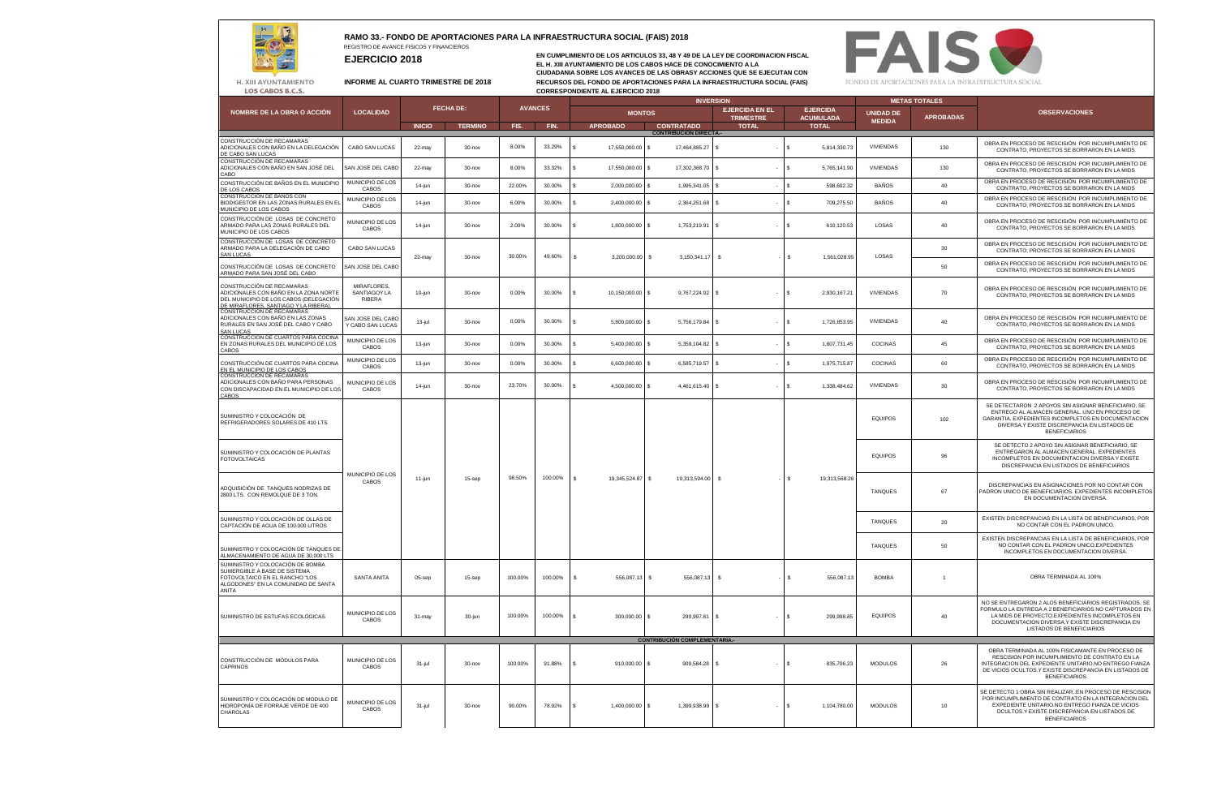# RAMO 33.- FONDO DE APORTACIONES PARA LA INFRAESTRUCTURA SOCIAL (FAIS) 2018

REGISTRO DE AVANCE FISICOS Y FINANCIEROS

## EJERCICIO 2018

**INFORME AL CUARTO TRIMESTRE DE 2018**

H. XIII AYUNTAMIENTO LOS CABOS B.C.S.

**EN CUMPLIMIENTO DE LOS ARTICULOS 33, 48 Y 49 DE LA LEY DE COORDINACION FISCAL EL H. XIII AYUNTAMIENTO DE LOS CABOS HACE DE CONOCIMIENTO A LA CIUDADANIA SOBRE LOS AVANCES DE LAS OBRASY ACCIONES QUE SE EJECUTAN CON RECURSOS DEL FONDO DE APORTACIONES PARA LA INFRAESTRUCTURA SOCIAL (FAIS) CORRESPONDIENTE AL EJERCICIO 2018**

FAIS - FONDO DE APORTACIONES PARA LA INFRAESTRUCTURA SOCIAL

| NOMBRE DE LA OBRA O ACCIÓN | LOCALIDAD | FECHA DE: | | AVANCES | | INVERSION | | | | METAS TOTALES | | OBSERVACIONES |
|---|---|---|---|---|---|---|---|---|---|---|---|---|
| | | | | | | MONTOS | | EJERCIDA EN EL TRIMESTRE | EJERCIDA ACUMULADA | UNIDAD DE MEDIDA | APROBADAS | |
| | | INICIO | TERMINO | FIS. | FIN. | APROBADO | CONTRATADO | TOTAL | TOTAL | | | |
| **CONTRIBUCION DIRECTA.-** | | | | | | | | | | | | |
| CONSTRUCCIÓN DE RECAMARAS ADICIONALES CON BAÑO EN LA DELEGACIÓN DE CABO SAN LUCAS | CABO SAN LUCAS | 22-may | 30-nov | 8.00% | 33.29% | $ 17,550,000.00 | $ 17,464,885.27 | $ - | $ 5,814,330.73 | VIVIENDAS | 130 | OBRA EN PROCESO DE RESCISIÓN POR INCUMPLIMIENTO DE CONTRATO, PROYECTOS SE BORRARON EN LA MIDS |
| CONSTRUCCIÓN DE RECAMARAS ADICIONALES CON BAÑO EN SAN JOSÉ DEL CABO | SAN JOSE DEL CABO | 22-may | 30-nov | 8.00% | 33.32% | $ 17,550,000.00 | $ 17,302,368.70 | $ - | $ 5,765,141.90 | VIVIENDAS | 130 | OBRA EN PROCESO DE RESCISIÓN POR INCUMPLIMIENTO DE CONTRATO, PROYECTOS SE BORRARON EN LA MIDS |
| CONSTRUCCIÓN DE BAÑOS EN EL MUNICIPIO DE LOS CABOS | MUNICIPIO DE LOS CABOS | 14-jun | 30-nov | 22.00% | 30.00% | $ 2,000,000.00 | $ 1,995,341.05 | $ - | $ 598,602.32 | BAÑOS | 40 | OBRA EN PROCESO DE RESCISIÓN POR INCUMPLIMIENTO DE CONTRATO, PROYECTOS SE BORRARON EN LA MIDS |
| CONSTRUCCIÓN DE BAÑOS CON BIODIGESTOR EN LAS ZONAS RURALES EN EL MUNICIPIO DE LOS CABOS | MUNICIPIO DE LOS CABOS | 14-jun | 30-nov | 6.00% | 30.00% | $ 2,400,000.00 | $ 2,364,251.68 | $ - | $ 709,275.50 | BAÑOS | 40 | OBRA EN PROCESO DE RESCISIÓN POR INCUMPLIMIENTO DE CONTRATO, PROYECTOS SE BORRARON EN LA MIDS |
| CONSTRUCCIÓN DE LOSAS DE CONCRETO ARMADO PARA LAS ZONAS RURALES DEL MUNICIPIO DE LOS CABOS | MUNICIPIO DE LOS CABOS | 14-jun | 30-nov | 2.00% | 30.00% | $ 1,800,000.00 | $ 1,753,219.91 | $ - | $ 610,120.53 | LOSAS | 40 | OBRA EN PROCESO DE RESCISIÓN POR INCUMPLIMIENTO DE CONTRATO, PROYECTOS SE BORRARON EN LA MIDS |
| CONSTRUCCIÓN DE LOSAS DE CONCRETO ARMADO PARA LA DELEGACIÓN DE CABO SAN LUCAS | CABO SAN LUCAS | 22-may | 30-nov | 30.00% | 49.60% | $ 3,200,000.00 | $ 3,150,341.17 | $ - | $ 1,561,028.95 | LOSAS | 30 | OBRA EN PROCESO DE RESCISIÓN POR INCUMPLIMIENTO DE CONTRATO, PROYECTOS SE BORRARON EN LA MIDS |
| CONSTRUCCIÓN DE LOSAS DE CONCRETO ARMADO PARA SAN JOSÉ DEL CABO | SAN JOSE DEL CABO | | | | | | | | | | 50 | OBRA EN PROCESO DE RESCISIÓN POR INCUMPLIMIENTO DE CONTRATO, PROYECTOS SE BORRARON EN LA MIDS |
| CONSTRUCCIÓN DE RECAMARAS ADICIONALES CON BAÑO EN LA ZONA NORTE DEL MUNICIPIO DE LOS CABOS (DELEGACIÓN DE MIRAFLORES, SANTIAGO Y LA RIBERA). | MIRAFLORES, SANTIAGO Y LA RIBERA | 10-jun | 30-nov | 0.00% | 30.00% | $ 10,150,000.00 | $ 9,767,224.02 | $ - | $ 2,930,167.21 | VIVIENDAS | 70 | OBRA EN PROCESO DE RESCISIÓN POR INCUMPLIMIENTO DE CONTRATO, PROYECTOS SE BORRARON EN LA MIDS |
| CONSTRUCCIÓN DE RECAMARAS ADICIONALES CON BAÑO EN LAS ZONAS RURALES EN SAN JOSÉ DEL CABO Y CABO SAN LUCAS | SAN JOSE DEL CABO Y CABO SAN LUCAS | 13-jul | 30-nov | 0.00% | 30.00% | $ 5,800,000.00 | $ 5,756,179.84 | $ - | $ 1,726,853.95 | VIVIENDAS | 40 | OBRA EN PROCESO DE RESCISIÓN POR INCUMPLIMIENTO DE CONTRATO, PROYECTOS SE BORRARON EN LA MIDS |
| CONSTRUCCIÓN DE CUARTOS PARA COCINA EN ZONAS RURALES DEL MUNICIPIO DE LOS CABOS | MUNICIPIO DE LOS CABOS | 13-jun | 30-nov | 0.00% | 30.00% | $ 5,400,000.00 | $ 5,359,104.82 | $ - | $ 1,607,731.45 | COCINAS | 45 | OBRA EN PROCESO DE RESCISIÓN POR INCUMPLIMIENTO DE CONTRATO, PROYECTOS SE BORRARON EN LA MIDS |
| CONSTRUCCIÓN DE CUARTOS PARA COCINA EN EL MUNICIPIO DE LOS CABOS | MUNICIPIO DE LOS CABOS | 13-jun | 30-nov | 0.00% | 30.00% | $ 6,600,000.00 | $ 6,585,719.57 | $ - | $ 1,975,715.87 | COCINAS | 60 | OBRA EN PROCESO DE RESCISIÓN POR INCUMPLIMIENTO DE CONTRATO, PROYECTOS SE BORRARON EN LA MIDS |
| CONSTRUCCIÓN DE RECAMARAS ADICIONALES CON BAÑO PARA PERSONAS CON DISCAPACIDAD EN EL MUNICIPIO DE LOS CABOS | MUNICIPIO DE LOS CABOS | 14-jun | 30-nov | 23.70% | 30.00% | $ 4,500,000.00 | $ 4,461,615.40 | $ - | $ 1,338,484.62 | VIVIENDAS | 30 | OBRA EN PROCESO DE RESCISIÓN POR INCUMPLIMIENTO DE CONTRATO, PROYECTOS SE BORRARON EN LA MIDS |
| SUMINISTRO Y COLOCACIÓN DE REFRIGERADORES SOLARES DE 410 LTS | MUNICIPIO DE LOS CABOS | 11-jun | 15-sep | 98.50% | 100.00% | $ 19,345,524.87 | $ 19,313,594.00 | $ - | $ 19,313,568.26 | EQUIPOS | 102 | SE DETECTARON 2 APOYOS SIN ASIGNAR BENEFICIARIO, SE ENTREGO AL ALMACEN GENERAL. UNO EN PROCESO DE GARANTIA. EXPEDIENTES INCOMPLETOS EN DOCUMENTACION DIVERSA.Y EXISTE DISCREPANCIA EN LISTADOS DE BENEFICIARIOS |
| SUMINISTRO Y COLOCACIÓN DE PLANTAS FOTOVOLTAICAS | | | | | | | | | | EQUIPOS | 96 | SE DETECTO 2 APOYO SIN ASIGNAR BENEFICIARIO, SE ENTREGARON AL ALMACEN GENERAL. EXPEDIENTES INCOMPLETOS EN DOCUMENTACION DIVERSA.Y EXISTE DISCREPANCIA EN LISTADOS DE BENEFICIARIOS |
| ADQUISICIÓN DE TANQUES NODRIZAS DE 2800 LTS. CON REMOLQUE DE 3 TON. | | | | | | | | | | TANQUES | 67 | DISCREPANCIAS EN ASIGNACIONES POR NO CONTAR CON PADRON UNICO DE BENEFICIARIOS. EXPEDIENTES INCOMPLETOS EN DOCUMENTACION DIVERSA. |
| SUMINISTRO Y COLOCACIÓN DE OLLAS DE CAPTACIÓN DE AGUA DE 100,000 LITROS | | | | | | | | | | TANQUES | 20 | EXISTEN DISCREPANCIAS EN LA LISTA DE BENEFICIARIOS, POR NO CONTAR CON EL PADRON UNICO. |
| SUMINISTRO Y COLOCACIÓN DE TANQUES DE ALMACENAMIENTO DE AGUA DE 30,000 LTS | | | | | | | | | | TANQUES | 50 | EXISTEN DISCREPANCIAS EN LA LISTA DE BENEFICIARIOS, POR NO CONTAR CON EL PADRON UNICO.EXPEDIENTES INCOMPLETOS EN DOCUMENTACION DIVERSA. |
| SUMINISTRO Y COLOCACIÓN DE BOMBA SUMERGIBLE A BASE DE SISTEMA FOTOVOLTAICO EN EL RANCHO "LOS ALGODONES" EN LA COMUNIDAD DE SANTA ANITA | SANTA ANITA | 05-sep | 15-sep | 100.00% | 100.00% | $ 556,087.13 | $ 556,087.13 | $ - | $ 556,087.13 | BOMBA | 1 | OBRA TERMINADA AL 100% |
| SUMINISTRO DE ESTUFAS ECOLÓGICAS | MUNICIPIO DE LOS CABOS | 31-may | 30-jun | 100.00% | 100.00% | $ 300,000.00 | $ 299,997.81 | $ - | $ 299,998.85 | EQUIPOS | 40 | NO SE ENTREGARON 2 ALOS BENEFICIARIOS REGISTRADOS, SE FORMULO LA ENTREGA A 2 BENEFICIARIOS NO CAPTURADOS EN LA MIDS DE PROYECTO.EXPEDIENTES INCOMPLETOS EN DOCUMENTACION DIVERSA.Y EXISTE DISCREPANCIA EN LISTADOS DE BENEFICIARIOS |
| **CONTRIBUCIÓN COMPLEMENTARIA.-** | | | | | | | | | | | | |
| CONSTRUCCIÓN DE MÓDULOS PARA CAPRINOS | MUNICIPIO DE LOS CABOS | 31-jul | 30-nov | 100.00% | 91.88% | $ 910,000.00 | $ 909,584.28 | $ - | $ 835,706.23 | MODULOS | 26 | OBRA TERMINADA AL 100% FISICAMANTE.EN PROCESO DE RESCISION POR INCUMPLIMIENTO DE CONTRATO EN LA INTEGRACION DEL EXPEDIENTE UNITARIO.NO ENTREGO FIANZA DE VICIOS OCULTOS.Y EXISTE DISCREPANCIA EN LISTADOS DE BENEFICIARIOS |
| SUMINISTRO Y COLOCACIÓN DE MODULO DE HIDROPONIA DE FORRAJE VERDE DE 400 CHAROLAS | MUNICIPIO DE LOS CABOS | 31-jul | 30-nov | 90.00% | 78.92% | $ 1,400,000.00 | $ 1,399,938.99 | $ - | $ 1,104,780.00 | MODULOS | 10 | SE DETECTO 1 OBRA SIN REALIZAR..EN PROCESO DE RESCISION POR INCUMPLIMIENTO DE CONTRATO EN LA INTEGRACION DEL EXPEDIENTE UNITARIO.NO ENTREGO FIANZA DE VICIOS OCULTOS.Y EXISTE DISCREPANCIA EN LISTADOS DE BENEFICIARIOS |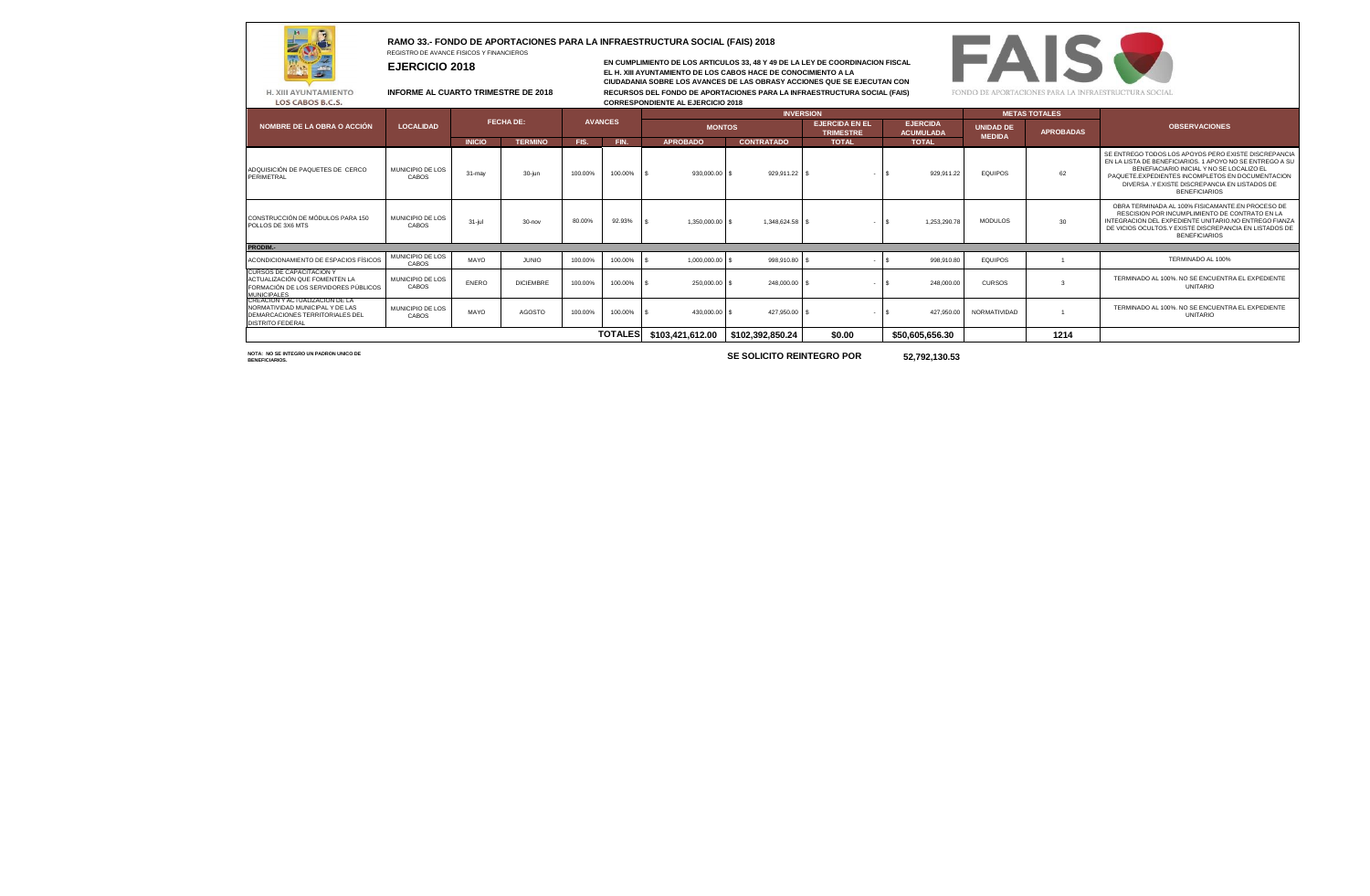**RAMO 33.- FONDO DE APORTACIONES PARA LA INFRAESTRUCTURA SOCIAL (FAIS) 2018**

REGISTRO DE AVANCE FISICOS Y FINANCIEROS

**EJERCICIO 2018**

H. XIII AYUNTAMIENTO LOS CABOS B.C.S.

**INFORME AL CUARTO TRIMESTRE DE 2018**

**EN CUMPLIMIENTO DE LOS ARTICULOS 33, 48 Y 49 DE LA LEY DE COORDINACION FISCAL EL H. XIII AYUNTAMIENTO DE LOS CABOS HACE DE CONOCIMIENTO A LA CIUDADANIA SOBRE LOS AVANCES DE LAS OBRASY ACCIONES QUE SE EJECUTAN CON RECURSOS DEL FONDO DE APORTACIONES PARA LA INFRAESTRUCTURA SOCIAL (FAIS) CORRESPONDIENTE AL EJERCICIO 2018**

FAIS FONDO DE APORTACIONES PARA LA INFRAESTRUCTURA SOCIAL

| NOMBRE DE LA OBRA O ACCIÓN | LOCALIDAD | FECHA DE: | | AVANCES | | INVERSION | | | | METAS TOTALES | | OBSERVACIONES |
|---|---|---|---|---|---|---|---|---|---|---|---|---|
| | | | | | | MONTOS | | EJERCIDA EN EL TRIMESTRE | EJERCIDA ACUMULADA | UNIDAD DE MEDIDA | APROBADAS | |
| | | INICIO | TERMINO | FIS. | FIN. | APROBADO | CONTRATADO | TOTAL | TOTAL | | | |
| ADQUISICIÓN DE PAQUETES DE CERCO PERIMETRAL | MUNICIPIO DE LOS CABOS | 31-may | 30-jun | 100.00% | 100.00% | $ 930,000.00 | $ 929,911.22 | $ - | $ 929,911.22 | EQUIPOS | 62 | SE ENTREGO TODOS LOS APOYOS PERO EXISTE DISCREPANCIA EN LA LISTA DE BENEFICIARIOS. 1 APOYO NO SE ENTREGO A SU BENEFICIARIO INICIAL Y NO SE LOCALIZO EL PAQUETE.EXPEDIENTES INCOMPLETOS EN DOCUMENTACION DIVERSA .Y EXISTE DISCREPANCIA EN LISTADOS DE BENEFICIARIOS |
| CONSTRUCCIÓN DE MÓDULOS PARA 150 POLLOS DE 3X6 MTS | MUNICIPIO DE LOS CABOS | 31-jul | 30-nov | 80.00% | 92.93% | $ 1,350,000.00 | $ 1,348,624.58 | $ - | $ 1,253,290.78 | MODULOS | 30 | OBRA TERMINADA AL 100% FISICAMANTE.EN PROCESO DE RESCISION POR INCUMPLIMIENTO DE CONTRATO EN LA INTEGRACION DEL EXPEDIENTE UNITARIO.NO ENTREGO FIANZA DE VICIOS OCULTOS.Y EXISTE DISCREPANCIA EN LISTADOS DE BENEFICIARIOS |
| **PRODIM.-** | | | | | | | | | | | | |
| ACONDICIONAMIENTO DE ESPACIOS FÍSICOS | MUNICIPIO DE LOS CABOS | MAYO | JUNIO | 100.00% | 100.00% | $ 1,000,000.00 | $ 998,910.80 | $ - | $ 998,910.80 | EQUIPOS | 1 | TERMINADO AL 100% |
| CURSOS DE CAPACITACIÓN Y ACTUALIZACIÓN QUE FOMENTEN LA FORMACIÓN DE LOS SERVIDORES PÚBLICOS MUNICIPALES | MUNICIPIO DE LOS CABOS | ENERO | DICIEMBRE | 100.00% | 100.00% | $ 250,000.00 | $ 248,000.00 | $ - | $ 248,000.00 | CURSOS | 3 | TERMINADO AL 100%. NO SE ENCUENTRA EL EXPEDIENTE UNITARIO |
| CREACIÓN Y ACTUALIZACIÓN DE LA NORMATIVIDAD MUNICIPAL Y DE LAS DEMARCACIONES TERRITORIALES DEL DISTRITO FEDERAL | MUNICIPIO DE LOS CABOS | MAYO | AGOSTO | 100.00% | 100.00% | $ 430,000.00 | $ 427,950.00 | $ - | $ 427,950.00 | NORMATIVIDAD | 1 | TERMINADO AL 100%. NO SE ENCUENTRA EL EXPEDIENTE UNITARIO |
| | | | | | **TOTALES** | **$103,421,612.00** | **$102,392,850.24** | **$0.00** | **$50,605,656.30** | | **1214** | |

**NOTA: NO SE INTEGRO UN PADRON UNICO DE BENEFICIARIOS.**

**SE SOLICITO REINTEGRO POR** **52,792,130.53**